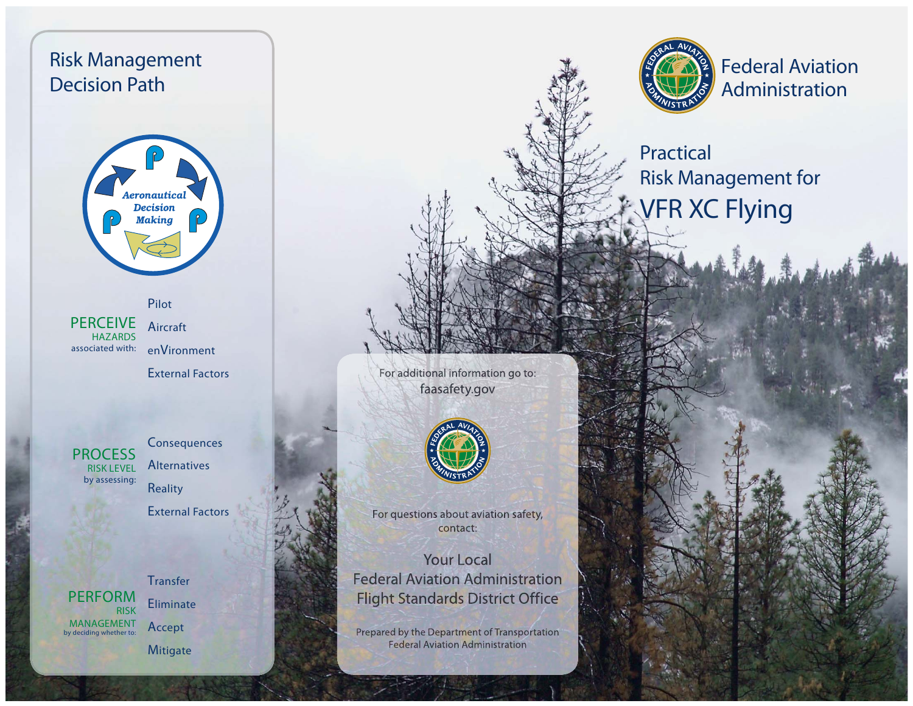# Risk Management Decision Path

Aeronautical Decision Making

**PERCEIVE** HAZARDS associated with:

- Pilot
- Aircraft
- enVironment
- External Factors

**PROCESS** RISK LEVEL by assessing:

- Consequences
- Alternatives
- Reality
- External Factors

**PERFORM** RISK MANAGEMENT by deciding whether to:

- Transfer
- Eliminate
- Accept
- Mitigate

For additional information go to:
faasafety.gov

For questions about aviation safety, contact:

Your Local
Federal Aviation Administration
Flight Standards District Office

Prepared by the Department of Transportation
Federal Aviation Administration

Federal Aviation Administration

# Practical Risk Management for VFR XC Flying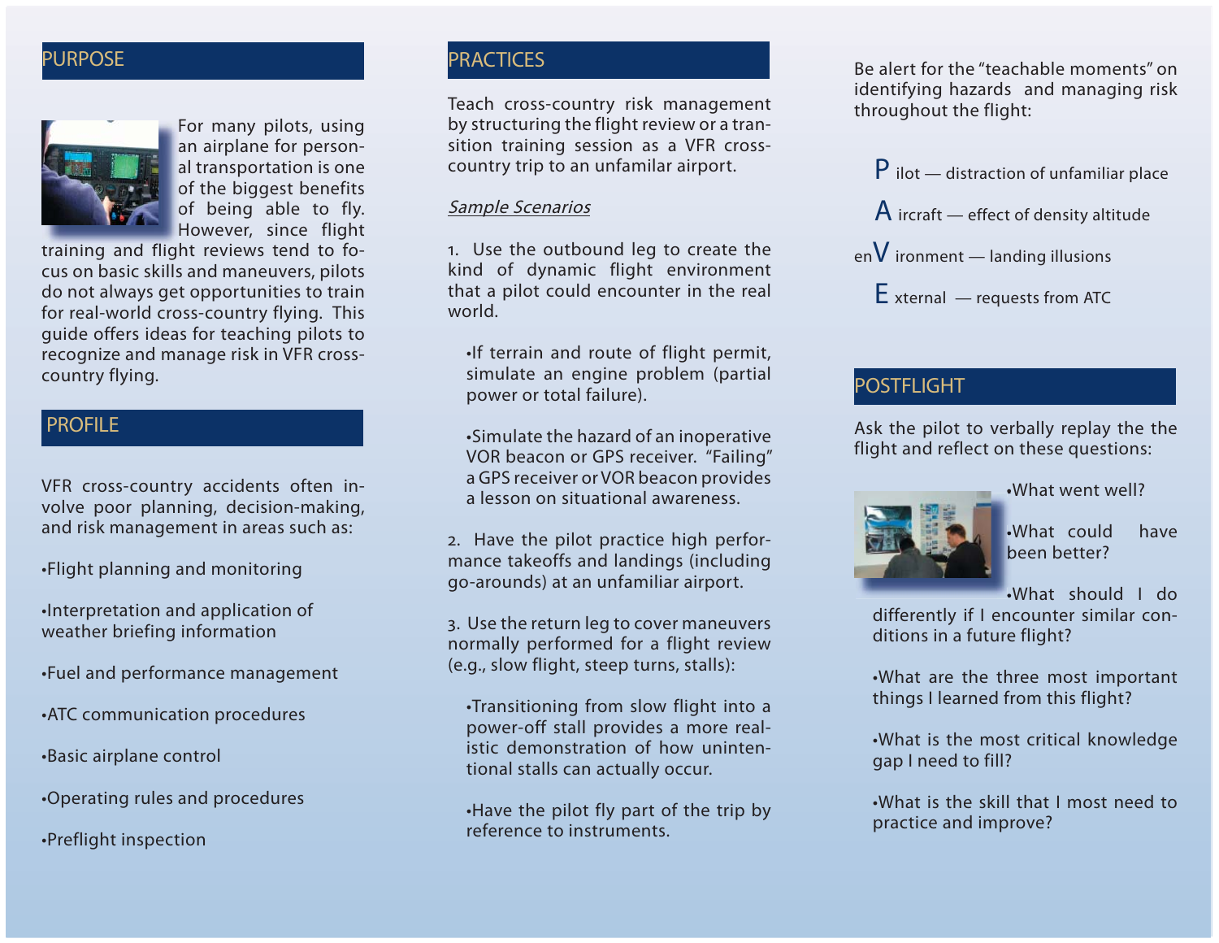## PURPOSE

For many pilots, using an airplane for personal transportation is one of the biggest benefits of being able to fly. However, since flight training and flight reviews tend to focus on basic skills and maneuvers, pilots do not always get opportunities to train for real-world cross-country flying. This guide offers ideas for teaching pilots to recognize and manage risk in VFR cross-country flying.

## PROFILE

VFR cross-country accidents often involve poor planning, decision-making, and risk management in areas such as:

- Flight planning and monitoring
- Interpretation and application of weather briefing information
- Fuel and performance management
- ATC communication procedures
- Basic airplane control
- Operating rules and procedures
- Preflight inspection

## PRACTICES

Teach cross-country risk management by structuring the flight review or a transition training session as a VFR cross-country trip to an unfamilar airport.

*Sample Scenarios*

1. Use the outbound leg to create the kind of dynamic flight environment that a pilot could encounter in the real world.

   - If terrain and route of flight permit, simulate an engine problem (partial power or total failure).
   - Simulate the hazard of an inoperative VOR beacon or GPS receiver. "Failing" a GPS receiver or VOR beacon provides a lesson on situational awareness.

2. Have the pilot practice high performance takeoffs and landings (including go-arounds) at an unfamiliar airport.

3. Use the return leg to cover maneuvers normally performed for a flight review (e.g., slow flight, steep turns, stalls):

   - Transitioning from slow flight into a power-off stall provides a more realistic demonstration of how unintentional stalls can actually occur.
   - Have the pilot fly part of the trip by reference to instruments.

Be alert for the "teachable moments" on identifying hazards and managing risk throughout the flight:

**P** ilot — distraction of unfamiliar place

**A** ircraft — effect of density altitude

en**V** ironment — landing illusions

**E** xternal — requests from ATC

## POSTFLIGHT

Ask the pilot to verbally replay the the flight and reflect on these questions:

- What went well?
- What could have been better?
- What should I do differently if I encounter similar conditions in a future flight?
- What are the three most important things I learned from this flight?
- What is the most critical knowledge gap I need to fill?
- What is the skill that I most need to practice and improve?